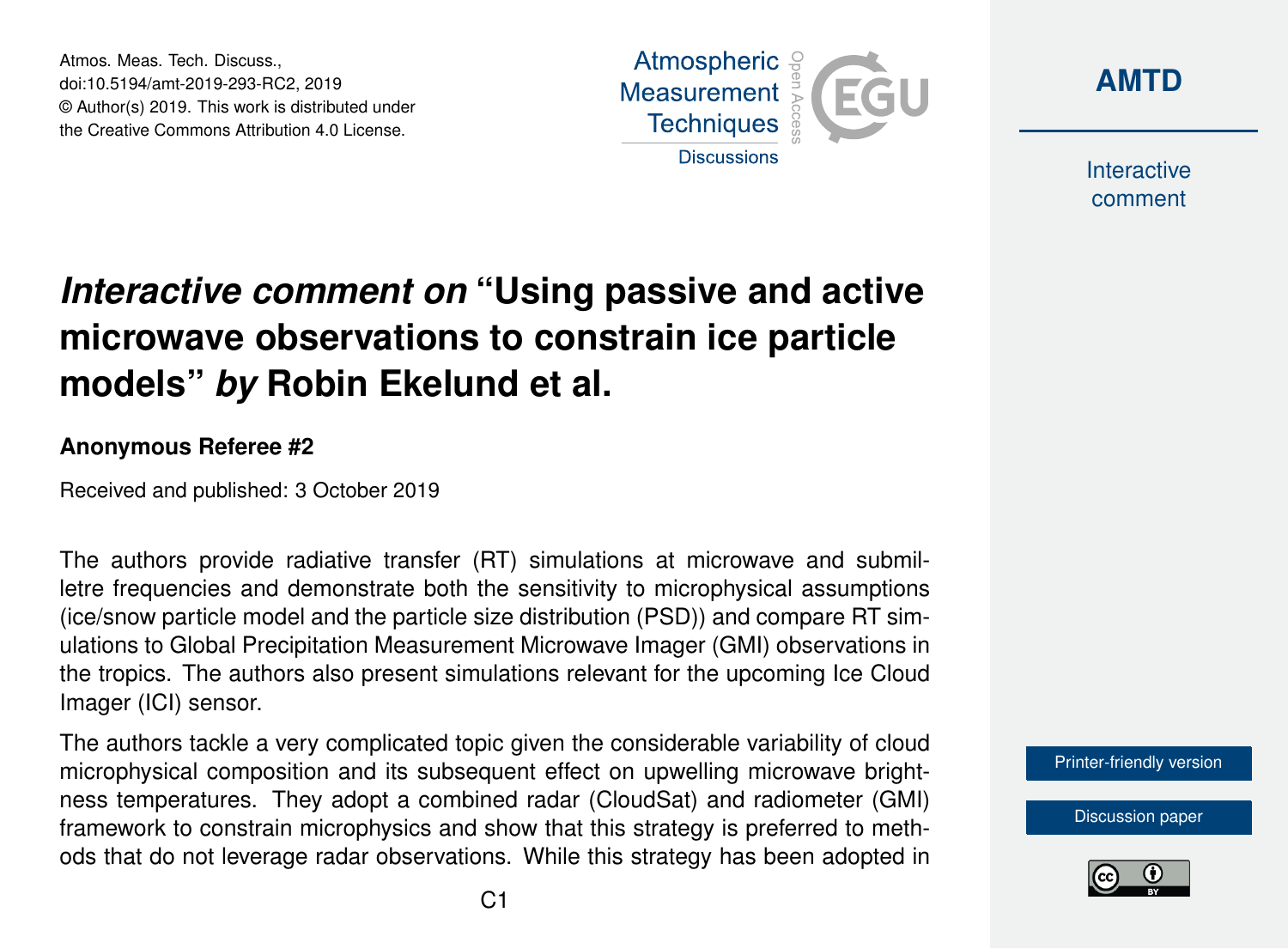Atmos. Meas. Tech. Discuss.,
doi:10.5194/amt-2019-293-RC2, 2019
© Author(s) 2019. This work is distributed under
the Creative Commons Attribution 4.0 License.

# *Interactive comment on* "Using passive and active microwave observations to constrain ice particle models" *by* Robin Ekelund et al.

**Anonymous Referee #2**

Received and published: 3 October 2019

The authors provide radiative transfer (RT) simulations at microwave and submillimetre frequencies and demonstrate both the sensitivity to microphysical assumptions (ice/snow particle model and the particle size distribution (PSD)) and compare RT simulations to Global Precipitation Measurement Microwave Imager (GMI) observations in the tropics. The authors also present simulations relevant for the upcoming Ice Cloud Imager (ICI) sensor.

The authors tackle a very complicated topic given the considerable variability of cloud microphysical composition and its subsequent effect on upwelling microwave brightness temperatures. They adopt a combined radar (CloudSat) and radiometer (GMI) framework to constrain microphysics and show that this strategy is preferred to methods that do not leverage radar observations. While this strategy has been adopted in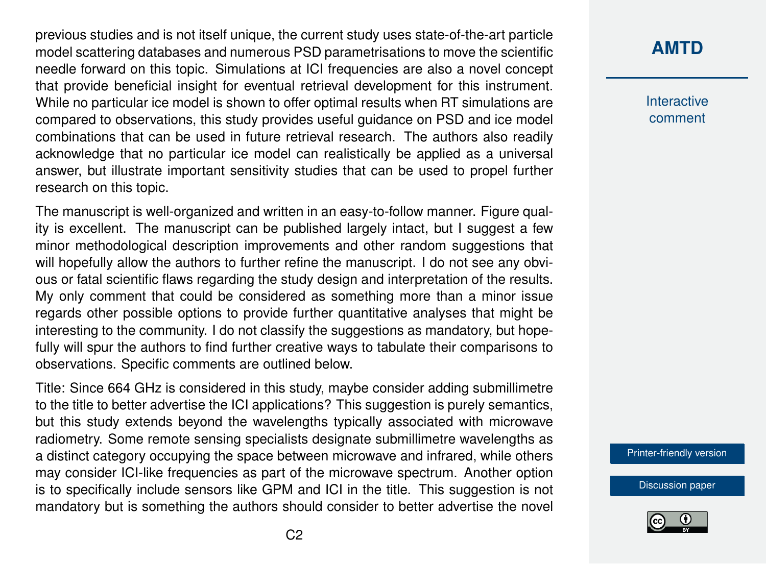previous studies and is not itself unique, the current study uses state-of-the-art particle model scattering databases and numerous PSD parametrisations to move the scientific needle forward on this topic. Simulations at ICI frequencies are also a novel concept that provide beneficial insight for eventual retrieval development for this instrument. While no particular ice model is shown to offer optimal results when RT simulations are compared to observations, this study provides useful guidance on PSD and ice model combinations that can be used in future retrieval research. The authors also readily acknowledge that no particular ice model can realistically be applied as a universal answer, but illustrate important sensitivity studies that can be used to propel further research on this topic.

The manuscript is well-organized and written in an easy-to-follow manner. Figure quality is excellent. The manuscript can be published largely intact, but I suggest a few minor methodological description improvements and other random suggestions that will hopefully allow the authors to further refine the manuscript. I do not see any obvious or fatal scientific flaws regarding the study design and interpretation of the results. My only comment that could be considered as something more than a minor issue regards other possible options to provide further quantitative analyses that might be interesting to the community. I do not classify the suggestions as mandatory, but hopefully will spur the authors to find further creative ways to tabulate their comparisons to observations. Specific comments are outlined below.

Title: Since 664 GHz is considered in this study, maybe consider adding submillimetre to the title to better advertise the ICI applications? This suggestion is purely semantics, but this study extends beyond the wavelengths typically associated with microwave radiometry. Some remote sensing specialists designate submillimetre wavelengths as a distinct category occupying the space between microwave and infrared, while others may consider ICI-like frequencies as part of the microwave spectrum. Another option is to specifically include sensors like GPM and ICI in the title. This suggestion is not mandatory but is something the authors should consider to better advertise the novel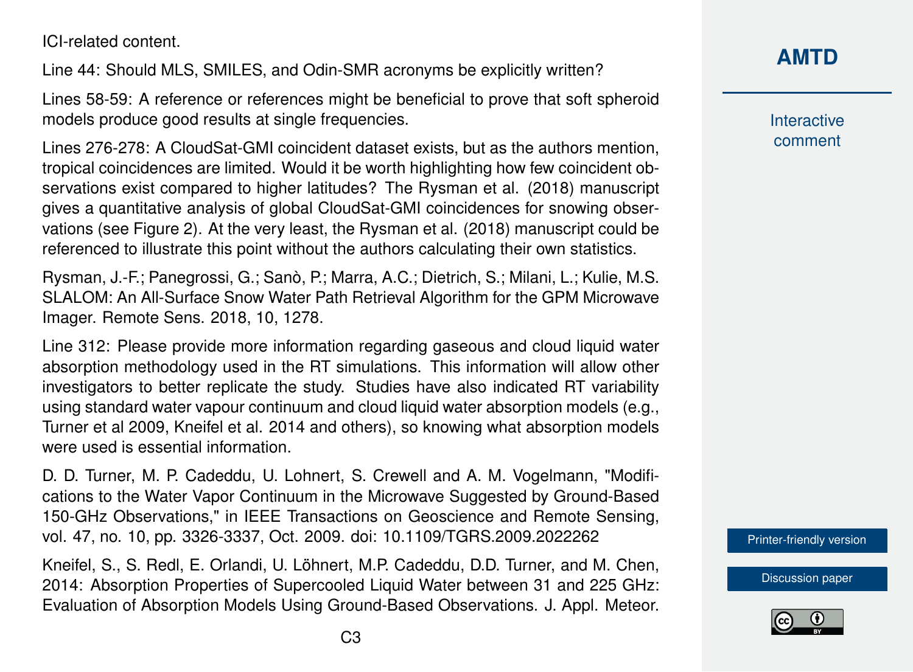ICI-related content.

Line 44: Should MLS, SMILES, and Odin-SMR acronyms be explicitly written?

Lines 58-59: A reference or references might be beneficial to prove that soft spheroid models produce good results at single frequencies.

Lines 276-278: A CloudSat-GMI coincident dataset exists, but as the authors mention, tropical coincidences are limited. Would it be worth highlighting how few coincident observations exist compared to higher latitudes? The Rysman et al. (2018) manuscript gives a quantitative analysis of global CloudSat-GMI coincidences for snowing observations (see Figure 2). At the very least, the Rysman et al. (2018) manuscript could be referenced to illustrate this point without the authors calculating their own statistics.

Rysman, J.-F.; Panegrossi, G.; Sanò, P.; Marra, A.C.; Dietrich, S.; Milani, L.; Kulie, M.S. SLALOM: An All-Surface Snow Water Path Retrieval Algorithm for the GPM Microwave Imager. Remote Sens. 2018, 10, 1278.

Line 312: Please provide more information regarding gaseous and cloud liquid water absorption methodology used in the RT simulations. This information will allow other investigators to better replicate the study. Studies have also indicated RT variability using standard water vapour continuum and cloud liquid water absorption models (e.g., Turner et al 2009, Kneifel et al. 2014 and others), so knowing what absorption models were used is essential information.

D. D. Turner, M. P. Cadeddu, U. Lohnert, S. Crewell and A. M. Vogelmann, "Modifications to the Water Vapor Continuum in the Microwave Suggested by Ground-Based 150-GHz Observations," in IEEE Transactions on Geoscience and Remote Sensing, vol. 47, no. 10, pp. 3326-3337, Oct. 2009. doi: 10.1109/TGRS.2009.2022262

Kneifel, S., S. Redl, E. Orlandi, U. Löhnert, M.P. Cadeddu, D.D. Turner, and M. Chen, 2014: Absorption Properties of Supercooled Liquid Water between 31 and 225 GHz: Evaluation of Absorption Models Using Ground-Based Observations. J. Appl. Meteor.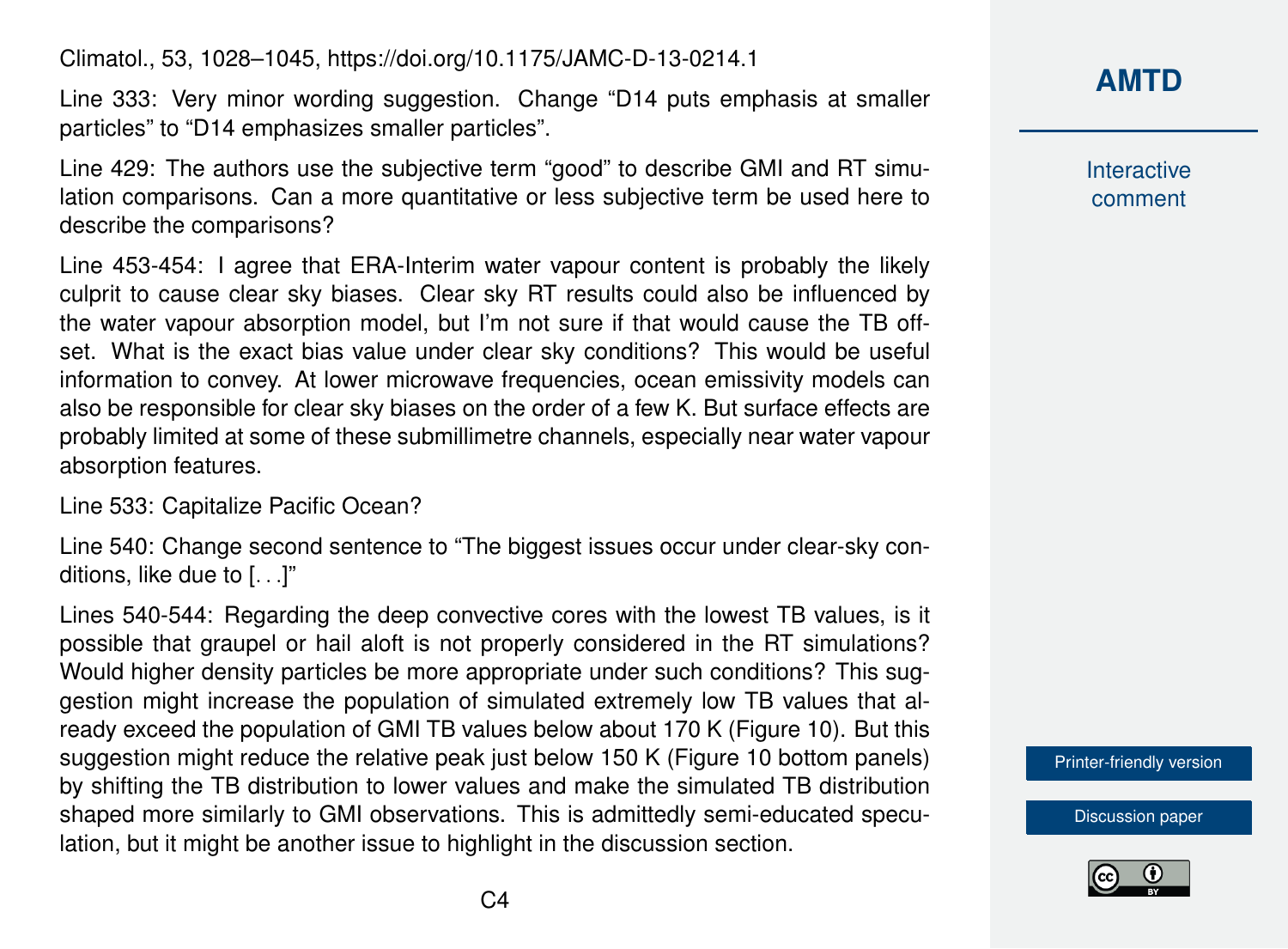Climatol., 53, 1028–1045, https://doi.org/10.1175/JAMC-D-13-0214.1

Line 333: Very minor wording suggestion. Change "D14 puts emphasis at smaller particles" to "D14 emphasizes smaller particles".

Line 429: The authors use the subjective term "good" to describe GMI and RT simulation comparisons. Can a more quantitative or less subjective term be used here to describe the comparisons?

Line 453-454: I agree that ERA-Interim water vapour content is probably the likely culprit to cause clear sky biases. Clear sky RT results could also be influenced by the water vapour absorption model, but I'm not sure if that would cause the TB offset. What is the exact bias value under clear sky conditions? This would be useful information to convey. At lower microwave frequencies, ocean emissivity models can also be responsible for clear sky biases on the order of a few K. But surface effects are probably limited at some of these submillimetre channels, especially near water vapour absorption features.

Line 533: Capitalize Pacific Ocean?

Line 540: Change second sentence to "The biggest issues occur under clear-sky conditions, like due to [...]"

Lines 540-544: Regarding the deep convective cores with the lowest TB values, is it possible that graupel or hail aloft is not properly considered in the RT simulations? Would higher density particles be more appropriate under such conditions? This suggestion might increase the population of simulated extremely low TB values that already exceed the population of GMI TB values below about 170 K (Figure 10). But this suggestion might reduce the relative peak just below 150 K (Figure 10 bottom panels) by shifting the TB distribution to lower values and make the simulated TB distribution shaped more similarly to GMI observations. This is admittedly semi-educated speculation, but it might be another issue to highlight in the discussion section.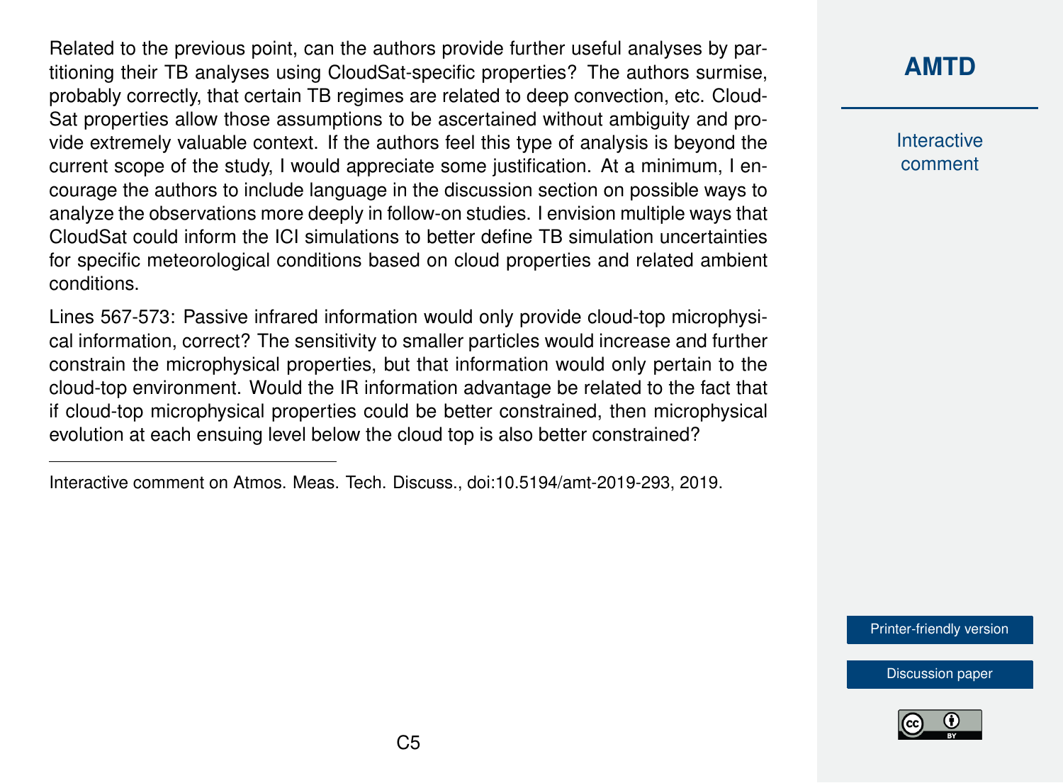Related to the previous point, can the authors provide further useful analyses by partitioning their TB analyses using CloudSat-specific properties? The authors surmise, probably correctly, that certain TB regimes are related to deep convection, etc. CloudSat properties allow those assumptions to be ascertained without ambiguity and provide extremely valuable context. If the authors feel this type of analysis is beyond the current scope of the study, I would appreciate some justification. At a minimum, I encourage the authors to include language in the discussion section on possible ways to analyze the observations more deeply in follow-on studies. I envision multiple ways that CloudSat could inform the ICI simulations to better define TB simulation uncertainties for specific meteorological conditions based on cloud properties and related ambient conditions.

Lines 567-573: Passive infrared information would only provide cloud-top microphysical information, correct? The sensitivity to smaller particles would increase and further constrain the microphysical properties, but that information would only pertain to the cloud-top environment. Would the IR information advantage be related to the fact that if cloud-top microphysical properties could be better constrained, then microphysical evolution at each ensuing level below the cloud top is also better constrained?

---

Interactive comment on Atmos. Meas. Tech. Discuss., doi:10.5194/amt-2019-293, 2019.